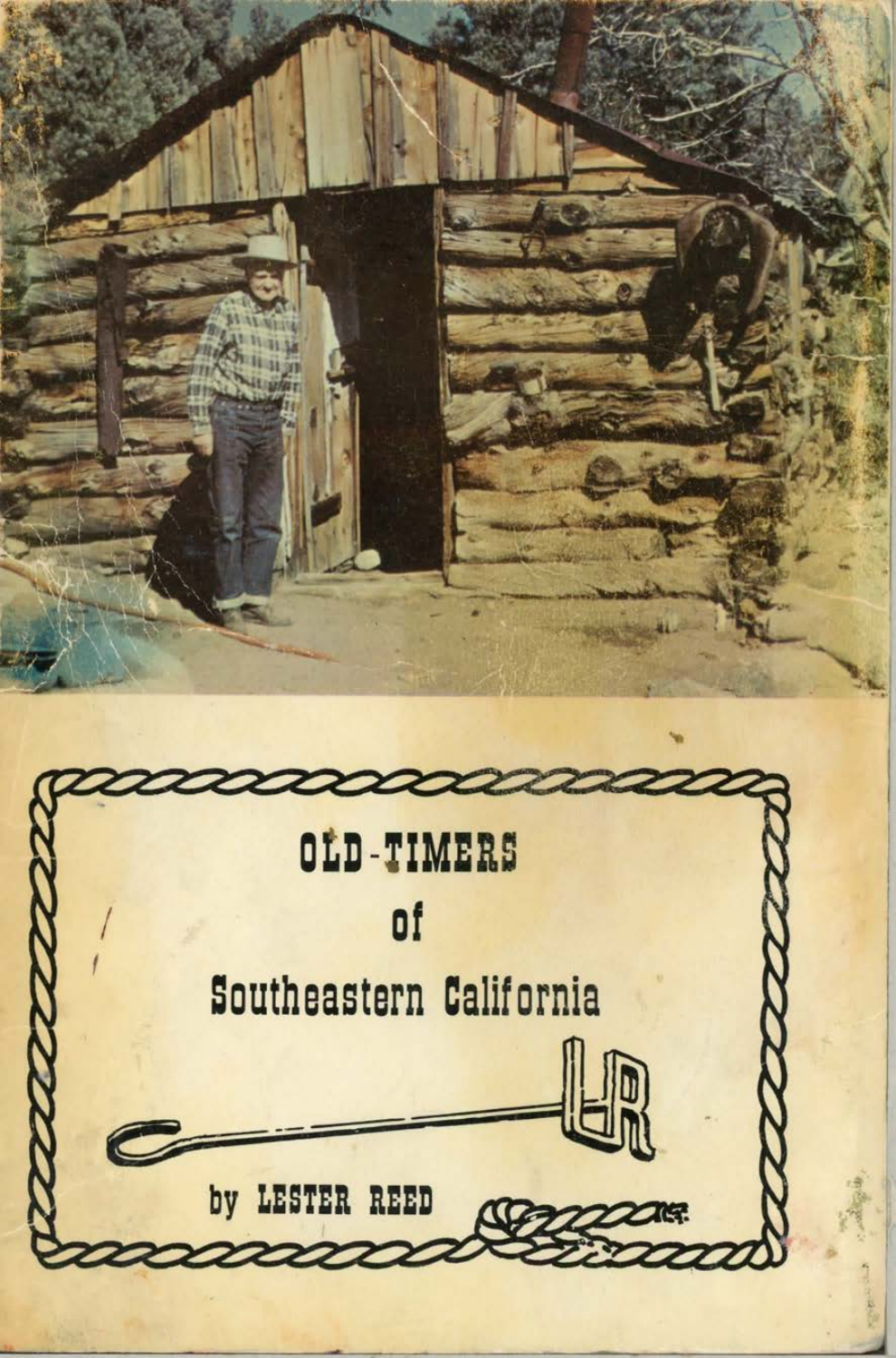# OLD-TIMERS of Southeastern California

by LESTER REED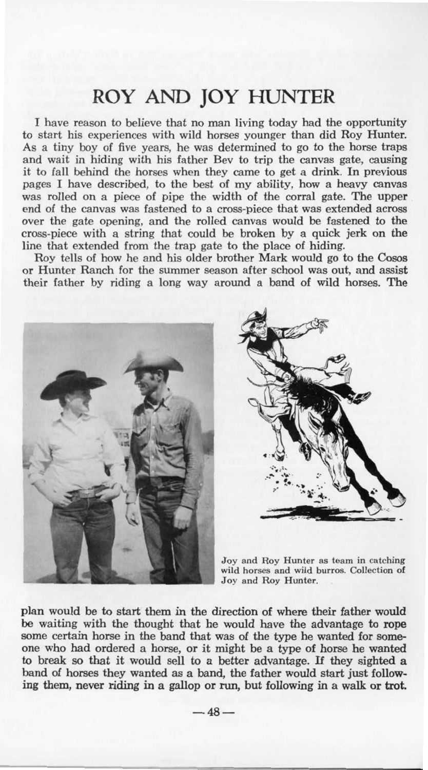# ROY AND JOY HUNTER

I have reason to believe that no man living today had the opportunity to start his experiences with wild horses younger than did Roy Hunter. As a tiny boy of five years, he was determined to go to the horse traps and wait in hiding with his father Bev to trip the canvas gate, causing it to fall behind the horses when they came to get a drink. In previous pages I have described, to the best of my ability, how a heavy canvas was rolled on a piece of pipe the width of the corral gate. The upper end of the canvas was fastened to a cross-piece that was extended across over the gate opening, and the rolled canvas would be fastened to the cross-piece with a string that could be broken by a quick jerk on the line that extended from the trap gate to the place of hiding.

Roy tells of how he and his older brother Mark would go to the Cosos or Hunter Ranch for the summer season after school was out, and assist their father by riding a long way around a band of wild horses. The plan would be to start them in the direction of where their father would be waiting with the thought that he would have the advantage to rope some certain horse in the band that was of the type he wanted for someone who had ordered a horse, or it might be a type of horse he wanted to break so that it would sell to a better advantage. If they sighted a band of horses they wanted as a band, the father would start just following them, never riding in a gallop or run, but following in a walk or trot.

Joy and Roy Hunter as team in catching wild horses and wild burros. Collection of Joy and Roy Hunter.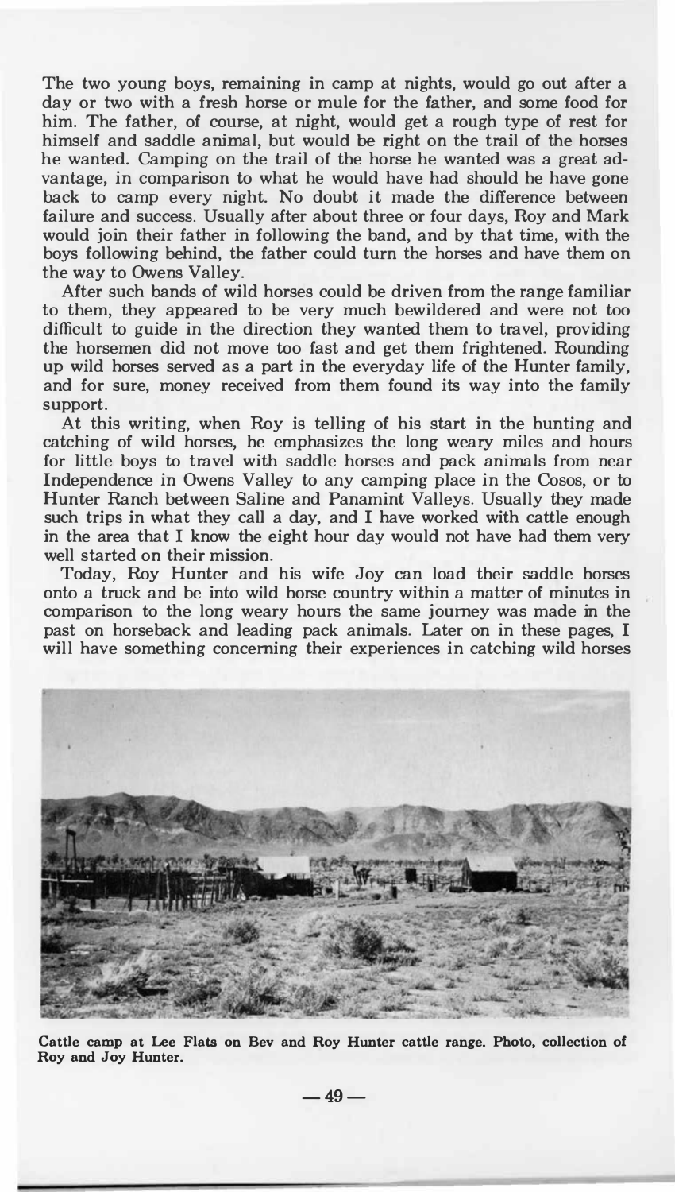The two young boys, remaining in camp at nights, would go out after a day or two with a fresh horse or mule for the father, and some food for him. The father, of course, at night, would get a rough type of rest for himself and saddle animal, but would be right on the trail of the horses he wanted. Camping on the trail of the horse he wanted was a great advantage, in comparison to what he would have had should he have gone back to camp every night. No doubt it made the difference between failure and success. Usually after about three or four days, Roy and Mark would join their father in following the band, and by that time, with the boys following behind, the father could turn the horses and have them on the way to Owens Valley.

After such bands of wild horses could be driven from the range familiar to them, they appeared to be very much bewildered and were not too difficult to guide in the direction they wanted them to travel, providing the horsemen did not move too fast and get them frightened. Rounding up wild horses served as a part in the everyday life of the Hunter family, and for sure, money received from them found its way into the family support.

At this writing, when Roy is telling of his start in the hunting and catching of wild horses, he emphasizes the long weary miles and hours for little boys to travel with saddle horses and pack animals from near Independence in Owens Valley to any camping place in the Cosos, or to Hunter Ranch between Saline and Panamint Valleys. Usually they made such trips in what they call a day, and I have worked with cattle enough in the area that I know the eight hour day would not have had them very well started on their mission.

Today, Roy Hunter and his wife Joy can load their saddle horses onto a truck and be into wild horse country within a matter of minutes in comparison to the long weary hours the same journey was made in the past on horseback and leading pack animals. Later on in these pages, I will have something concerning their experiences in catching wild horses

**Cattle camp at Lee Flats on Bev and Roy Hunter cattle range. Photo, collection of Roy and Joy Hunter.**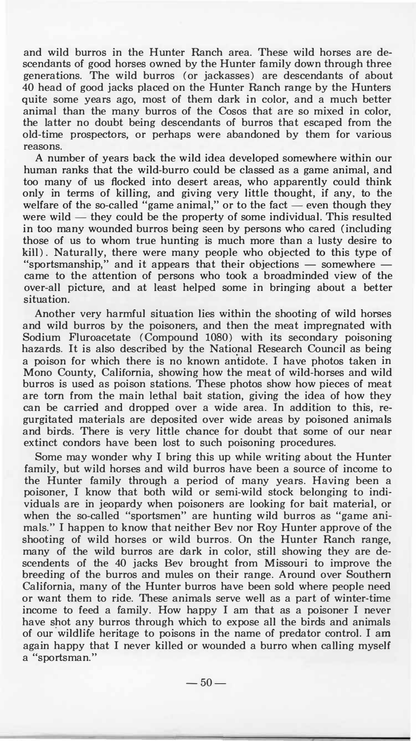and wild burros in the Hunter Ranch area. These wild horses are descendants of good horses owned by the Hunter family down through three generations. The wild burros (or jackasses) are descendants of about 40 head of good jacks placed on the Hunter Ranch range by the Hunters quite some years ago, most of them dark in color, and a much better animal than the many burros of the Cosos that are so mixed in color, the latter no doubt being descendants of burros that escaped from the old-time prospectors, or perhaps were abandoned by them for various reasons.

A number of years back the wild idea developed somewhere within our human ranks that the wild-burro could be classed as a game animal, and too many of us flocked into desert areas, who apparently could think only in terms of killing, and giving very little thought, if any, to the welfare of the so-called "game animal," or to the fact — even though they were wild — they could be the property of some individual. This resulted in too many wounded burros being seen by persons who cared (including those of us to whom true hunting is much more than a lusty desire to kill). Naturally, there were many people who objected to this type of "sportsmanship," and it appears that their objections — somewhere — came to the attention of persons who took a broadminded view of the over-all picture, and at least helped some in bringing about a better situation.

Another very harmful situation lies within the shooting of wild horses and wild burros by the poisoners, and then the meat impregnated with Sodium Fluroacetate (Compound 1080) with its secondary poisoning hazards. It is also described by the National Research Council as being a poison for which there is no known antidote. I have photos taken in Mono County, California, showing how the meat of wild-horses and wild burros is used as poison stations. These photos show how pieces of meat are torn from the main lethal bait station, giving the idea of how they can be carried and dropped over a wide area. In addition to this, regurgitated materials are deposited over wide areas by poisoned animals and birds. There is very little chance for doubt that some of our near extinct condors have been lost to such poisoning procedures.

Some may wonder why I bring this up while writing about the Hunter family, but wild horses and wild burros have been a source of income to the Hunter family through a period of many years. Having been a poisoner, I know that both wild or semi-wild stock belonging to individuals are in jeopardy when poisoners are looking for bait material, or when the so-called "sportsmen" are hunting wild burros as "game animals." I happen to know that neither Bev nor Roy Hunter approve of the shooting of wild horses or wild burros. On the Hunter Ranch range, many of the wild burros are dark in color, still showing they are descendents of the 40 jacks Bev brought from Missouri to improve the breeding of the burros and mules on their range. Around over Southern California, many of the Hunter burros have been sold where people need or want them to ride. These animals serve well as a part of winter-time income to feed a family. How happy I am that as a poisoner I never have shot any burros through which to expose all the birds and animals of our wildlife heritage to poisons in the name of predator control. I am again happy that I never killed or wounded a burro when calling myself a "sportsman."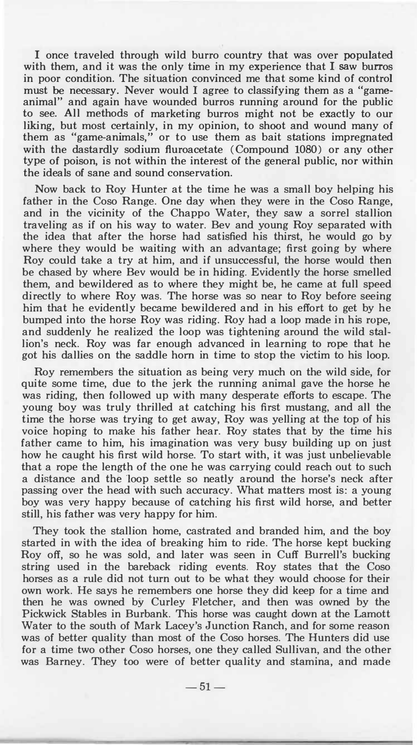I once traveled through wild burro country that was over populated with them, and it was the only time in my experience that I saw burros in poor condition. The situation convinced me that some kind of control must be necessary. Never would I agree to classifying them as a "game-animal" and again have wounded burros running around for the public to see. All methods of marketing burros might not be exactly to our liking, but most certainly, in my opinion, to shoot and wound many of them as "game-animals," or to use them as bait stations impregnated with the dastardly sodium fluroacetate (Compound 1080) or any other type of poison, is not within the interest of the general public, nor within the ideals of sane and sound conservation.

Now back to Roy Hunter at the time he was a small boy helping his father in the Coso Range. One day when they were in the Coso Range, and in the vicinity of the Chappo Water, they saw a sorrel stallion traveling as if on his way to water. Bev and young Roy separated with the idea that after the horse had satisfied his thirst, he would go by where they would be waiting with an advantage; first going by where Roy could take a try at him, and if unsuccessful, the horse would then be chased by where Bev would be in hiding. Evidently the horse smelled them, and bewildered as to where they might be, he came at full speed directly to where Roy was. The horse was so near to Roy before seeing him that he evidently became bewildered and in his effort to get by he bumped into the horse Roy was riding. Roy had a loop made in his rope, and suddenly he realized the loop was tightening around the wild stallion's neck. Roy was far enough advanced in learning to rope that he got his dallies on the saddle horn in time to stop the victim to his loop.

Roy remembers the situation as being very much on the wild side, for quite some time, due to the jerk the running animal gave the horse he was riding, then followed up with many desperate efforts to escape. The young boy was truly thrilled at catching his first mustang, and all the time the horse was trying to get away, Roy was yelling at the top of his voice hoping to make his father hear. Roy states that by the time his father came to him, his imagination was very busy building up on just how he caught his first wild horse. To start with, it was just unbelievable that a rope the length of the one he was carrying could reach out to such a distance and the loop settle so neatly around the horse's neck after passing over the head with such accuracy. What matters most is: a young boy was very happy because of catching his first wild horse, and better still, his father was very happy for him.

They took the stallion home, castrated and branded him, and the boy started in with the idea of breaking him to ride. The horse kept bucking Roy off, so he was sold, and later was seen in Cuff Burrell's bucking string used in the bareback riding events. Roy states that the Coso horses as a rule did not turn out to be what they would choose for their own work. He says he remembers one horse they did keep for a time and then he was owned by Curley Fletcher, and then was owned by the Pickwick Stables in Burbank. This horse was caught down at the Lamott Water to the south of Mark Lacey's Junction Ranch, and for some reason was of better quality than most of the Coso horses. The Hunters did use for a time two other Coso horses, one they called Sullivan, and the other was Barney. They too were of better quality and stamina, and made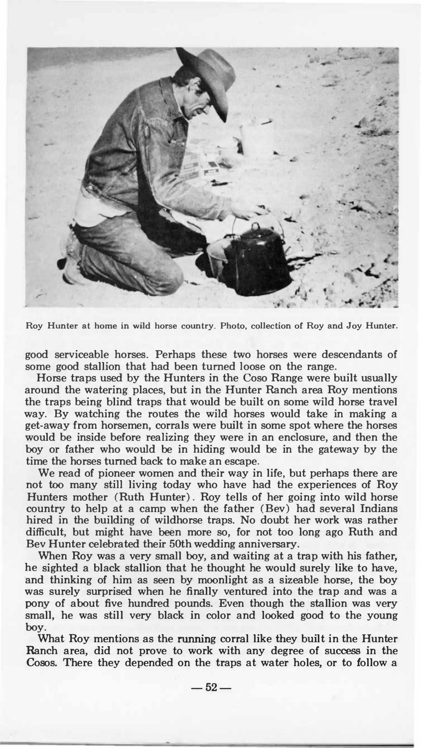Roy Hunter at home in wild horse country. Photo, collection of Roy and Joy Hunter.

good serviceable horses. Perhaps these two horses were descendants of some good stallion that had been turned loose on the range.

Horse traps used by the Hunters in the Coso Range were built usually around the watering places, but in the Hunter Ranch area Roy mentions the traps being blind traps that would be built on some wild horse travel way. By watching the routes the wild horses would take in making a get-away from horsemen, corrals were built in some spot where the horses would be inside before realizing they were in an enclosure, and then the boy or father who would be in hiding would be in the gateway by the time the horses turned back to make an escape.

We read of pioneer women and their way in life, but perhaps there are not too many still living today who have had the experiences of Roy Hunters mother (Ruth Hunter). Roy tells of her going into wild horse country to help at a camp when the father (Bev) had several Indians hired in the building of wildhorse traps. No doubt her work was rather difficult, but might have been more so, for not too long ago Ruth and Bev Hunter celebrated their 50th wedding anniversary.

When Roy was a very small boy, and waiting at a trap with his father, he sighted a black stallion that he thought he would surely like to have, and thinking of him as seen by moonlight as a sizeable horse, the boy was surely surprised when he finally ventured into the trap and was a pony of about five hundred pounds. Even though the stallion was very small, he was still very black in color and looked good to the young boy.

What Roy mentions as the running corral like they built in the Hunter Ranch area, did not prove to work with any degree of success in the Cosos. There they depended on the traps at water holes, or to follow a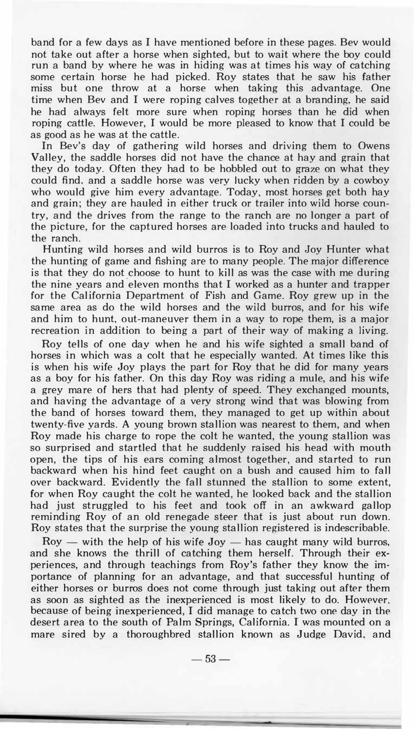band for a few days as I have mentioned before in these pages. Bev would not take out after a horse when sighted, but to wait where the boy could run a band by where he was in hiding was at times his way of catching some certain horse he had picked. Roy states that he saw his father miss but one throw at a horse when taking this advantage. One time when Bev and I were roping calves together at a branding, he said he had always felt more sure when roping horses than he did when roping cattle. However, I would be more pleased to know that I could be as good as he was at the cattle.

In Bev's day of gathering wild horses and driving them to Owens Valley, the saddle horses did not have the chance at hay and grain that they do today. Often they had to be hobbled out to graze on what they could find, and a saddle horse was very lucky when ridden by a cowboy who would give him every advantage. Today, most horses get both hay and grain; they are hauled in either truck or trailer into wild horse country, and the drives from the range to the ranch are no longer a part of the picture, for the captured horses are loaded into trucks and hauled to the ranch.

Hunting wild horses and wild burros is to Roy and Joy Hunter what the hunting of game and fishing are to many people. The major difference is that they do not choose to hunt to kill as was the case with me during the nine years and eleven months that I worked as a hunter and trapper for the California Department of Fish and Game. Roy grew up in the same area as do the wild horses and the wild burros, and for his wife and him to hunt, out-maneuver them in a way to rope them, is a major recreation in addition to being a part of their way of making a living.

Roy tells of one day when he and his wife sighted a small band of horses in which was a colt that he especially wanted. At times like this is when his wife Joy plays the part for Roy that he did for many years as a boy for his father. On this day Roy was riding a mule, and his wife a grey mare of hers that had plenty of speed. They exchanged mounts, and having the advantage of a very strong wind that was blowing from the band of horses toward them, they managed to get up within about twenty-five yards. A young brown stallion was nearest to them, and when Roy made his charge to rope the colt he wanted, the young stallion was so surprised and startled that he suddenly raised his head with mouth open, the tips of his ears coming almost together, and started to run backward when his hind feet caught on a bush and caused him to fall over backward. Evidently the fall stunned the stallion to some extent, for when Roy caught the colt he wanted, he looked back and the stallion had just struggled to his feet and took off in an awkward gallop reminding Roy of an old renegade steer that is just about run down. Roy states that the surprise the young stallion registered is indescribable.

Roy — with the help of his wife Joy — has caught many wild burros, and she knows the thrill of catching them herself. Through their experiences, and through teachings from Roy's father they know the importance of planning for an advantage, and that successful hunting of either horses or burros does not come through just taking out after them as soon as sighted as the inexperienced is most likely to do. However, because of being inexperienced, I did manage to catch two one day in the desert area to the south of Palm Springs, California. I was mounted on a mare sired by a thoroughbred stallion known as Judge David, and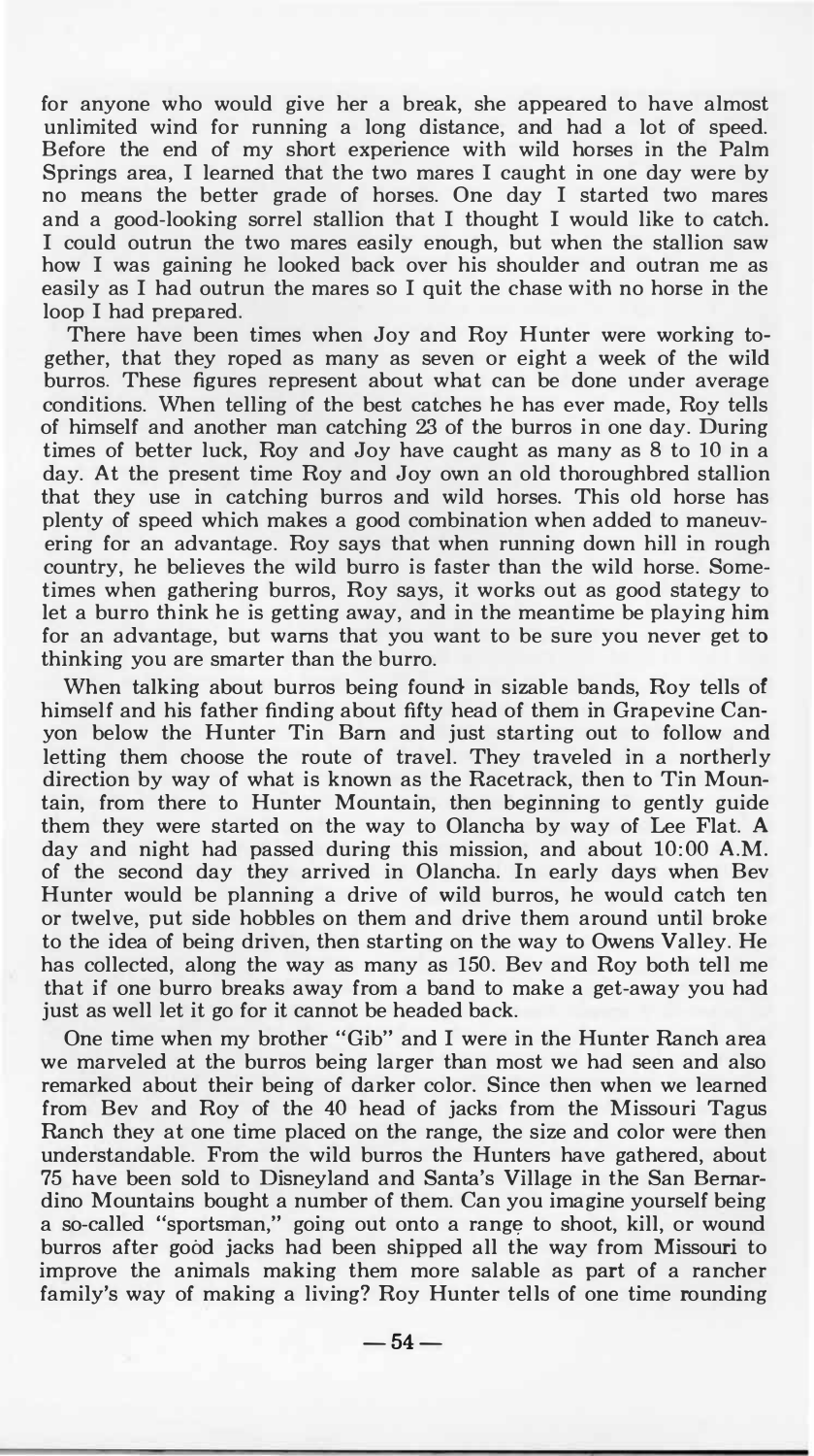for anyone who would give her a break, she appeared to have almost unlimited wind for running a long distance, and had a lot of speed. Before the end of my short experience with wild horses in the Palm Springs area, I learned that the two mares I caught in one day were by no means the better grade of horses. One day I started two mares and a good-looking sorrel stallion that I thought I would like to catch. I could outrun the two mares easily enough, but when the stallion saw how I was gaining he looked back over his shoulder and outran me as easily as I had outrun the mares so I quit the chase with no horse in the loop I had prepared.

There have been times when Joy and Roy Hunter were working together, that they roped as many as seven or eight a week of the wild burros. These figures represent about what can be done under average conditions. When telling of the best catches he has ever made, Roy tells of himself and another man catching 23 of the burros in one day. During times of better luck, Roy and Joy have caught as many as 8 to 10 in a day. At the present time Roy and Joy own an old thoroughbred stallion that they use in catching burros and wild horses. This old horse has plenty of speed which makes a good combination when added to maneuvering for an advantage. Roy says that when running down hill in rough country, he believes the wild burro is faster than the wild horse. Sometimes when gathering burros, Roy says, it works out as good stategy to let a burro think he is getting away, and in the meantime be playing him for an advantage, but warns that you want to be sure you never get to thinking you are smarter than the burro.

When talking about burros being found in sizable bands, Roy tells of himself and his father finding about fifty head of them in Grapevine Canyon below the Hunter Tin Barn and just starting out to follow and letting them choose the route of travel. They traveled in a northerly direction by way of what is known as the Racetrack, then to Tin Mountain, from there to Hunter Mountain, then beginning to gently guide them they were started on the way to Olancha by way of Lee Flat. A day and night had passed during this mission, and about 10:00 A.M. of the second day they arrived in Olancha. In early days when Bev Hunter would be planning a drive of wild burros, he would catch ten or twelve, put side hobbles on them and drive them around until broke to the idea of being driven, then starting on the way to Owens Valley. He has collected, along the way as many as 150. Bev and Roy both tell me that if one burro breaks away from a band to make a get-away you had just as well let it go for it cannot be headed back.

One time when my brother "Gib" and I were in the Hunter Ranch area we marveled at the burros being larger than most we had seen and also remarked about their being of darker color. Since then when we learned from Bev and Roy of the 40 head of jacks from the Missouri Tagus Ranch they at one time placed on the range, the size and color were then understandable. From the wild burros the Hunters have gathered, about 75 have been sold to Disneyland and Santa's Village in the San Bernardino Mountains bought a number of them. Can you imagine yourself being a so-called "sportsman," going out onto a range to shoot, kill, or wound burros after good jacks had been shipped all the way from Missouri to improve the animals making them more salable as part of a rancher family's way of making a living? Roy Hunter tells of one time rounding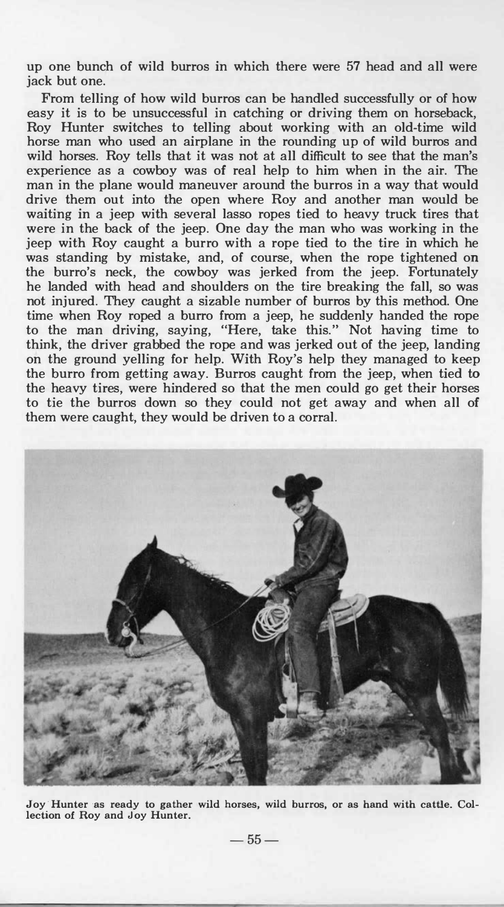up one bunch of wild burros in which there were 57 head and all were jack but one.

From telling of how wild burros can be handled successfully or of how easy it is to be unsuccessful in catching or driving them on horseback, Roy Hunter switches to telling about working with an old-time wild horse man who used an airplane in the rounding up of wild burros and wild horses. Roy tells that it was not at all difficult to see that the man's experience as a cowboy was of real help to him when in the air. The man in the plane would maneuver around the burros in a way that would drive them out into the open where Roy and another man would be waiting in a jeep with several lasso ropes tied to heavy truck tires that were in the back of the jeep. One day the man who was working in the jeep with Roy caught a burro with a rope tied to the tire in which he was standing by mistake, and, of course, when the rope tightened on the burro's neck, the cowboy was jerked from the jeep. Fortunately he landed with head and shoulders on the tire breaking the fall, so was not injured. They caught a sizable number of burros by this method. One time when Roy roped a burro from a jeep, he suddenly handed the rope to the man driving, saying, "Here, take this." Not having time to think, the driver grabbed the rope and was jerked out of the jeep, landing on the ground yelling for help. With Roy's help they managed to keep the burro from getting away. Burros caught from the jeep, when tied to the heavy tires, were hindered so that the men could go get their horses to tie the burros down so they could not get away and when all of them were caught, they would be driven to a corral.

Joy Hunter as ready to gather wild horses, wild burros, or as hand with cattle. Collection of Roy and Joy Hunter.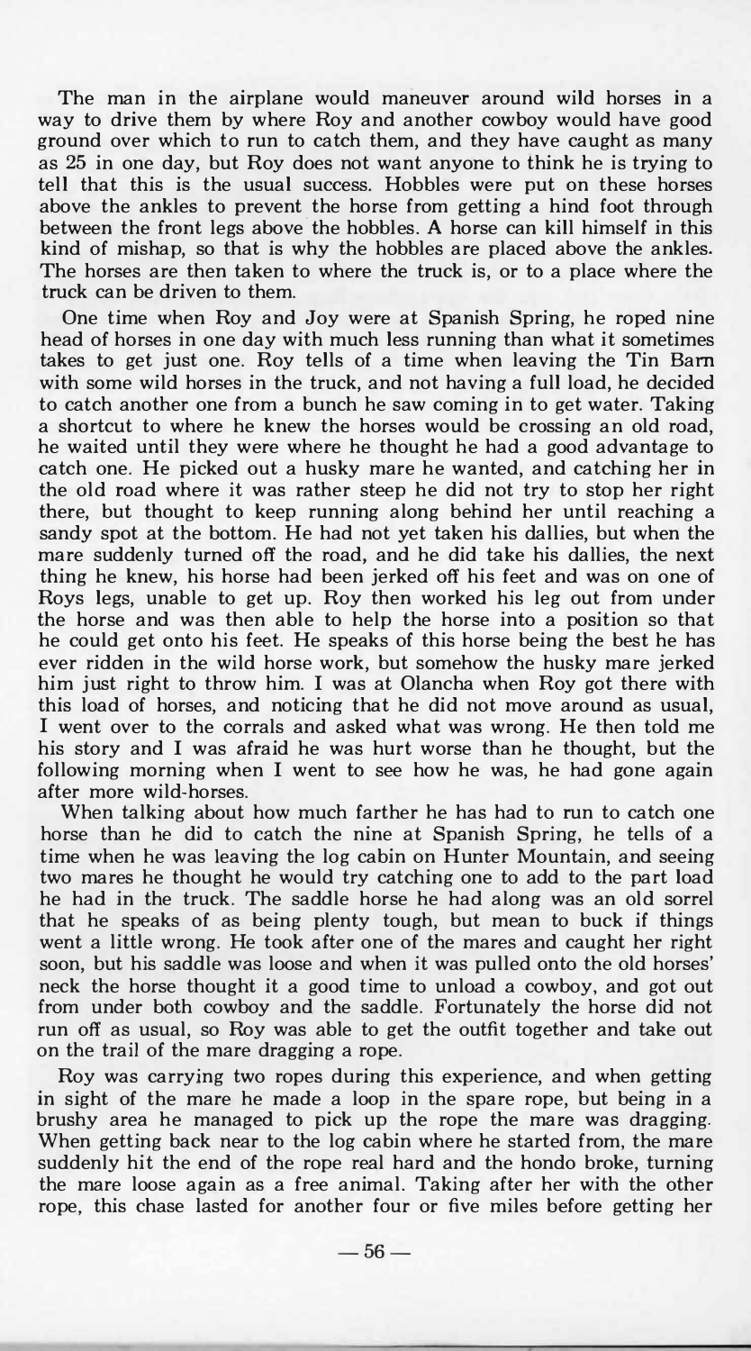The man in the airplane would maneuver around wild horses in a way to drive them by where Roy and another cowboy would have good ground over which to run to catch them, and they have caught as many as 25 in one day, but Roy does not want anyone to think he is trying to tell that this is the usual success. Hobbles were put on these horses above the ankles to prevent the horse from getting a hind foot through between the front legs above the hobbles. A horse can kill himself in this kind of mishap, so that is why the hobbles are placed above the ankles. The horses are then taken to where the truck is, or to a place where the truck can be driven to them.

One time when Roy and Joy were at Spanish Spring, he roped nine head of horses in one day with much less running than what it sometimes takes to get just one. Roy tells of a time when leaving the Tin Barn with some wild horses in the truck, and not having a full load, he decided to catch another one from a bunch he saw coming in to get water. Taking a shortcut to where he knew the horses would be crossing an old road, he waited until they were where he thought he had a good advantage to catch one. He picked out a husky mare he wanted, and catching her in the old road where it was rather steep he did not try to stop her right there, but thought to keep running along behind her until reaching a sandy spot at the bottom. He had not yet taken his dallies, but when the mare suddenly turned off the road, and he did take his dallies, the next thing he knew, his horse had been jerked off his feet and was on one of Roys legs, unable to get up. Roy then worked his leg out from under the horse and was then able to help the horse into a position so that he could get onto his feet. He speaks of this horse being the best he has ever ridden in the wild horse work, but somehow the husky mare jerked him just right to throw him. I was at Olancha when Roy got there with this load of horses, and noticing that he did not move around as usual, I went over to the corrals and asked what was wrong. He then told me his story and I was afraid he was hurt worse than he thought, but the following morning when I went to see how he was, he had gone again after more wild-horses.

When talking about how much farther he has had to run to catch one horse than he did to catch the nine at Spanish Spring, he tells of a time when he was leaving the log cabin on Hunter Mountain, and seeing two mares he thought he would try catching one to add to the part load he had in the truck. The saddle horse he had along was an old sorrel that he speaks of as being plenty tough, but mean to buck if things went a little wrong. He took after one of the mares and caught her right soon, but his saddle was loose and when it was pulled onto the old horses' neck the horse thought it a good time to unload a cowboy, and got out from under both cowboy and the saddle. Fortunately the horse did not run off as usual, so Roy was able to get the outfit together and take out on the trail of the mare dragging a rope.

Roy was carrying two ropes during this experience, and when getting in sight of the mare he made a loop in the spare rope, but being in a brushy area he managed to pick up the rope the mare was dragging. When getting back near to the log cabin where he started from, the mare suddenly hit the end of the rope real hard and the hondo broke, turning the mare loose again as a free animal. Taking after her with the other rope, this chase lasted for another four or five miles before getting her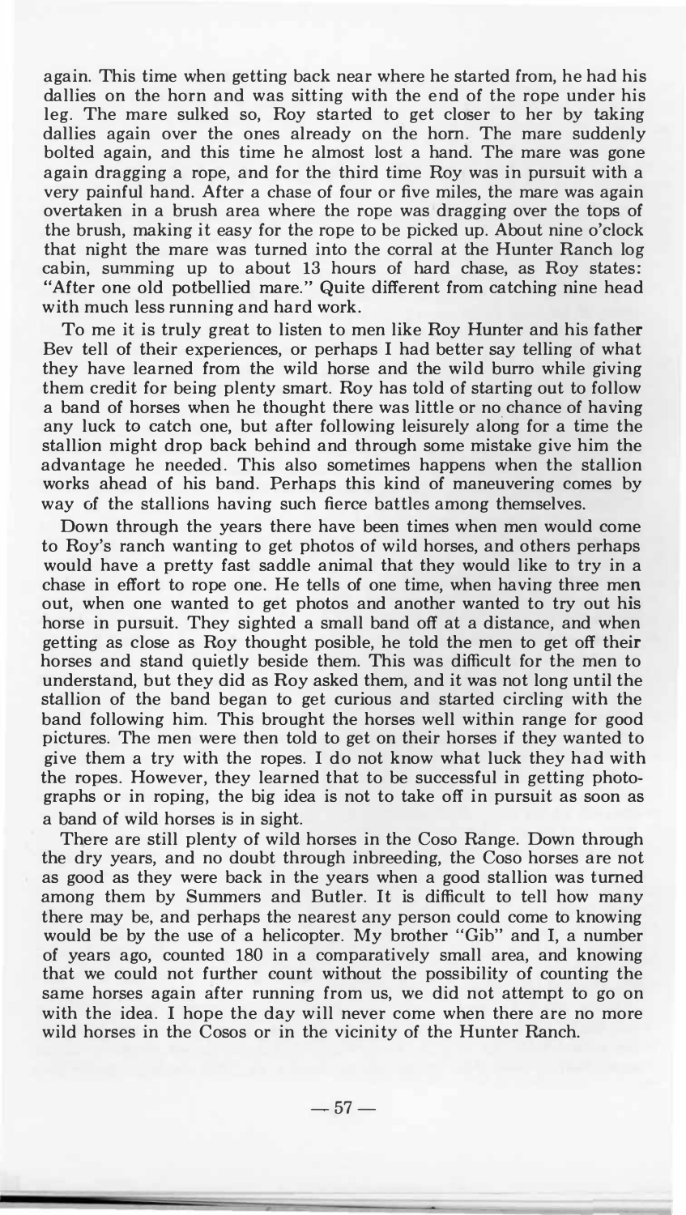again. This time when getting back near where he started from, he had his dallies on the horn and was sitting with the end of the rope under his leg. The mare sulked so, Roy started to get closer to her by taking dallies again over the ones already on the horn. The mare suddenly bolted again, and this time he almost lost a hand. The mare was gone again dragging a rope, and for the third time Roy was in pursuit with a very painful hand. After a chase of four or five miles, the mare was again overtaken in a brush area where the rope was dragging over the tops of the brush, making it easy for the rope to be picked up. About nine o'clock that night the mare was turned into the corral at the Hunter Ranch log cabin, summing up to about 13 hours of hard chase, as Roy states: "After one old potbellied mare." Quite different from catching nine head with much less running and hard work.

To me it is truly great to listen to men like Roy Hunter and his father Bev tell of their experiences, or perhaps I had better say telling of what they have learned from the wild horse and the wild burro while giving them credit for being plenty smart. Roy has told of starting out to follow a band of horses when he thought there was little or no chance of having any luck to catch one, but after following leisurely along for a time the stallion might drop back behind and through some mistake give him the advantage he needed. This also sometimes happens when the stallion works ahead of his band. Perhaps this kind of maneuvering comes by way of the stallions having such fierce battles among themselves.

Down through the years there have been times when men would come to Roy's ranch wanting to get photos of wild horses, and others perhaps would have a pretty fast saddle animal that they would like to try in a chase in effort to rope one. He tells of one time, when having three men out, when one wanted to get photos and another wanted to try out his horse in pursuit. They sighted a small band off at a distance, and when getting as close as Roy thought posible, he told the men to get off their horses and stand quietly beside them. This was difficult for the men to understand, but they did as Roy asked them, and it was not long until the stallion of the band began to get curious and started circling with the band following him. This brought the horses well within range for good pictures. The men were then told to get on their horses if they wanted to give them a try with the ropes. I do not know what luck they had with the ropes. However, they learned that to be successful in getting photographs or in roping, the big idea is not to take off in pursuit as soon as a band of wild horses is in sight.

There are still plenty of wild horses in the Coso Range. Down through the dry years, and no doubt through inbreeding, the Coso horses are not as good as they were back in the years when a good stallion was turned among them by Summers and Butler. It is difficult to tell how many there may be, and perhaps the nearest any person could come to knowing would be by the use of a helicopter. My brother "Gib" and I, a number of years ago, counted 180 in a comparatively small area, and knowing that we could not further count without the possibility of counting the same horses again after running from us, we did not attempt to go on with the idea. I hope the day will never come when there are no more wild horses in the Cosos or in the vicinity of the Hunter Ranch.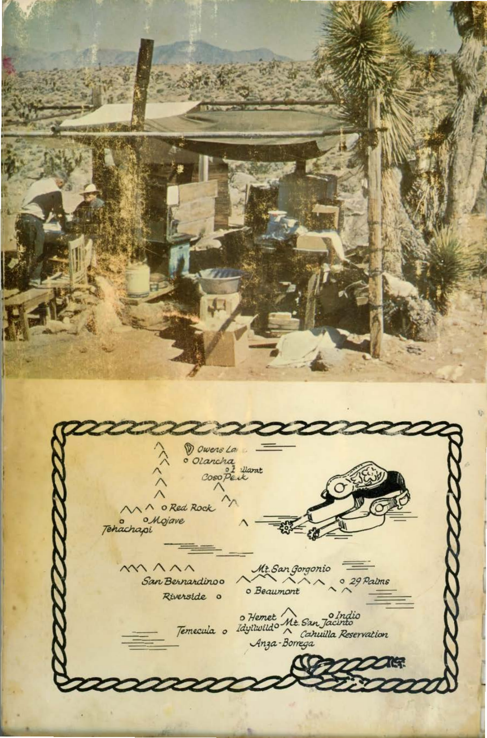Owens Lake

Olancha

Ballarat

Coso Peak

Red Rock

Mojave

Tehachapi

Mt. San Gorgonio

San Bernardino

29 Palms

Beaumont

Riverside

Hemet

Indio

Idyllwild

Mt. San Jacinto

Temecula

Cahuilla Reservation

Anza-Borrega